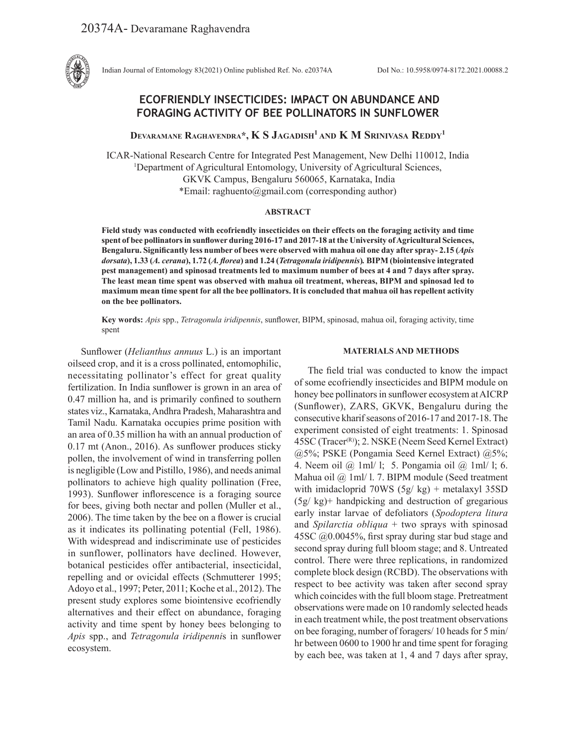20374A- Devaramane Raghavendra

Indian Journal of Entomology 83(2021) Online published Ref. No. e20374A DoI No.: 10.5958/0974-8172.2021.00088.2

# ECOFRIENDLY INSECTICIDES: IMPACT ON ABUNDANCE AND FORAGING ACTIVITY OF BEE POLLINATORS IN SUNFLOWER

**Devaramane Raghavendra*, K S Jagadish[1] and K M Srinivasa Reddy[1]**

ICAR-National Research Centre for Integrated Pest Management, New Delhi 110012, India
[1]Department of Agricultural Entomology, University of Agricultural Sciences, GKVK Campus, Bengaluru 560065, Karnataka, India
*Email: raghuento@gmail.com (corresponding author)

## ABSTRACT

**Field study was conducted with ecofriendly insecticides on their effects on the foraging activity and time spent of bee pollinators in sunflower during 2016-17 and 2017-18 at the University of Agricultural Sciences, Bengaluru. Significantly less number of bees were observed with mahua oil one day after spray- 2.15 (*Apis dorsata*), 1.33 (*A. cerana*), 1.72 (*A. florea*) and 1.24 (*Tetragonula iridipennis*). BIPM (biointensive integrated pest management) and spinosad treatments led to maximum number of bees at 4 and 7 days after spray. The least mean time spent was observed with mahua oil treatment, whereas, BIPM and spinosad led to maximum mean time spent for all the bee pollinators. It is concluded that mahua oil has repellent activity on the bee pollinators.**

**Key words:** *Apis* spp., *Tetragonula iridipennis*, sunflower, BIPM, spinosad, mahua oil, foraging activity, time spent

Sunflower (*Helianthus annuus* L.) is an important oilseed crop, and it is a cross pollinated, entomophilic, necessitating pollinator's effect for great quality fertilization. In India sunflower is grown in an area of 0.47 million ha, and is primarily confined to southern states viz., Karnataka, Andhra Pradesh, Maharashtra and Tamil Nadu. Karnataka occupies prime position with an area of 0.35 million ha with an annual production of 0.17 mt (Anon., 2016). As sunflower produces sticky pollen, the involvement of wind in transferring pollen is negligible (Low and Pistillo, 1986), and needs animal pollinators to achieve high quality pollination (Free, 1993). Sunflower inflorescence is a foraging source for bees, giving both nectar and pollen (Muller et al., 2006). The time taken by the bee on a flower is crucial as it indicates its pollinating potential (Fell, 1986). With widespread and indiscriminate use of pesticides in sunflower, pollinators have declined. However, botanical pesticides offer antibacterial, insecticidal, repelling and or ovicidal effects (Schmutterer 1995; Adoyo et al., 1997; Peter, 2011; Koche et al., 2012). The present study explores some biointensive ecofriendly alternatives and their effect on abundance, foraging activity and time spent by honey bees belonging to *Apis* spp., and *Tetragonula iridipennis* in sunflower ecosystem.

## MATERIALS AND METHODS

The field trial was conducted to know the impact of some ecofriendly insecticides and BIPM module on honey bee pollinators in sunflower ecosystem at AICRP (Sunflower), ZARS, GKVK, Bengaluru during the consecutive kharif seasons of 2016-17 and 2017-18. The experiment consisted of eight treatments: 1. Spinosad 45SC (Tracer[(R)]); 2. NSKE (Neem Seed Kernel Extract) @5%; PSKE (Pongamia Seed Kernel Extract) @5%; 4. Neem oil @ 1ml/ l; 5. Pongamia oil @ 1ml/ l; 6. Mahua oil @ 1ml/ l. 7. BIPM module (Seed treatment with imidacloprid 70WS (5g/ kg) + metalaxyl 35SD (5g/ kg)+ handpicking and destruction of gregarious early instar larvae of defoliators (*Spodoptera litura* and *Spilarctia obliqua* + two sprays with spinosad 45SC @0.0045%, first spray during star bud stage and second spray during full bloom stage; and 8. Untreated control. There were three replications, in randomized complete block design (RCBD). The observations with respect to bee activity was taken after second spray which coincides with the full bloom stage. Pretreatment observations were made on 10 randomly selected heads in each treatment while, the post treatment observations on bee foraging, number of foragers/ 10 heads for 5 min/ hr between 0600 to 1900 hr and time spent for foraging by each bee, was taken at 1, 4 and 7 days after spray,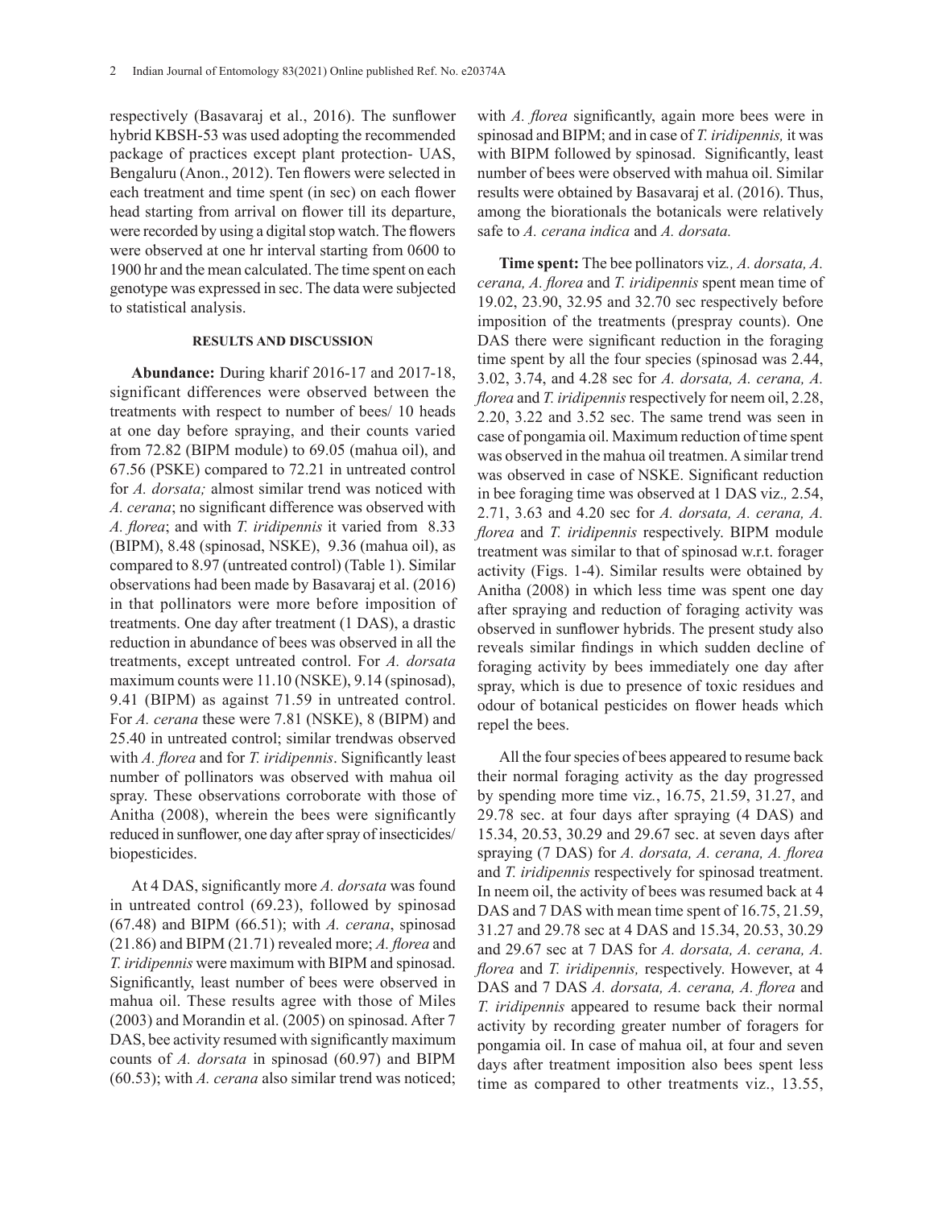respectively (Basavaraj et al., 2016). The sunflower hybrid KBSH-53 was used adopting the recommended package of practices except plant protection- UAS, Bengaluru (Anon., 2012). Ten flowers were selected in each treatment and time spent (in sec) on each flower head starting from arrival on flower till its departure, were recorded by using a digital stop watch. The flowers were observed at one hr interval starting from 0600 to 1900 hr and the mean calculated. The time spent on each genotype was expressed in sec. The data were subjected to statistical analysis.

## RESULTS AND DISCUSSION

**Abundance:** During kharif 2016-17 and 2017-18, significant differences were observed between the treatments with respect to number of bees/ 10 heads at one day before spraying, and their counts varied from 72.82 (BIPM module) to 69.05 (mahua oil), and 67.56 (PSKE) compared to 72.21 in untreated control for *A. dorsata;* almost similar trend was noticed with *A. cerana*; no significant difference was observed with *A. florea*; and with *T. iridipennis* it varied from 8.33 (BIPM), 8.48 (spinosad, NSKE), 9.36 (mahua oil), as compared to 8.97 (untreated control) (Table 1). Similar observations had been made by Basavaraj et al. (2016) in that pollinators were more before imposition of treatments. One day after treatment (1 DAS), a drastic reduction in abundance of bees was observed in all the treatments, except untreated control. For *A. dorsata* maximum counts were 11.10 (NSKE), 9.14 (spinosad), 9.41 (BIPM) as against 71.59 in untreated control. For *A. cerana* these were 7.81 (NSKE), 8 (BIPM) and 25.40 in untreated control; similar trendwas observed with *A. florea* and for *T. iridipennis*. Significantly least number of pollinators was observed with mahua oil spray. These observations corroborate with those of Anitha (2008), wherein the bees were significantly reduced in sunflower, one day after spray of insecticides/ biopesticides.

At 4 DAS, significantly more *A. dorsata* was found in untreated control (69.23), followed by spinosad (67.48) and BIPM (66.51); with *A. cerana*, spinosad (21.86) and BIPM (21.71) revealed more; *A. florea* and *T. iridipennis* were maximum with BIPM and spinosad. Significantly, least number of bees were observed in mahua oil. These results agree with those of Miles (2003) and Morandin et al. (2005) on spinosad. After 7 DAS, bee activity resumed with significantly maximum counts of *A. dorsata* in spinosad (60.97) and BIPM (60.53); with *A. cerana* also similar trend was noticed; with *A. florea* significantly, again more bees were in spinosad and BIPM; and in case of *T. iridipennis,* it was with BIPM followed by spinosad. Significantly, least number of bees were observed with mahua oil. Similar results were obtained by Basavaraj et al. (2016). Thus, among the biorationals the botanicals were relatively safe to *A. cerana indica* and *A. dorsata.*

**Time spent:** The bee pollinators viz*., A. dorsata, A. cerana, A. florea* and *T. iridipennis* spent mean time of 19.02, 23.90, 32.95 and 32.70 sec respectively before imposition of the treatments (prespray counts). One DAS there were significant reduction in the foraging time spent by all the four species (spinosad was 2.44, 3.02, 3.74, and 4.28 sec for *A. dorsata, A. cerana, A. florea* and *T. iridipennis* respectively for neem oil, 2.28, 2.20, 3.22 and 3.52 sec. The same trend was seen in case of pongamia oil. Maximum reduction of time spent was observed in the mahua oil treatmen. A similar trend was observed in case of NSKE. Significant reduction in bee foraging time was observed at 1 DAS viz*.,* 2.54, 2.71, 3.63 and 4.20 sec for *A. dorsata, A. cerana, A. florea* and *T. iridipennis* respectively. BIPM module treatment was similar to that of spinosad w.r.t. forager activity (Figs. 1-4). Similar results were obtained by Anitha (2008) in which less time was spent one day after spraying and reduction of foraging activity was observed in sunflower hybrids. The present study also reveals similar findings in which sudden decline of foraging activity by bees immediately one day after spray, which is due to presence of toxic residues and odour of botanical pesticides on flower heads which repel the bees.

All the four species of bees appeared to resume back their normal foraging activity as the day progressed by spending more time viz*.*, 16.75, 21.59, 31.27, and 29.78 sec. at four days after spraying (4 DAS) and 15.34, 20.53, 30.29 and 29.67 sec. at seven days after spraying (7 DAS) for *A. dorsata, A. cerana, A. florea* and *T. iridipennis* respectively for spinosad treatment. In neem oil, the activity of bees was resumed back at 4 DAS and 7 DAS with mean time spent of 16.75, 21.59, 31.27 and 29.78 sec at 4 DAS and 15.34, 20.53, 30.29 and 29.67 sec at 7 DAS for *A. dorsata, A. cerana, A. florea* and *T. iridipennis,* respectively. However, at 4 DAS and 7 DAS *A. dorsata, A. cerana, A. florea* and *T. iridipennis* appeared to resume back their normal activity by recording greater number of foragers for pongamia oil. In case of mahua oil, at four and seven days after treatment imposition also bees spent less time as compared to other treatments viz., 13.55,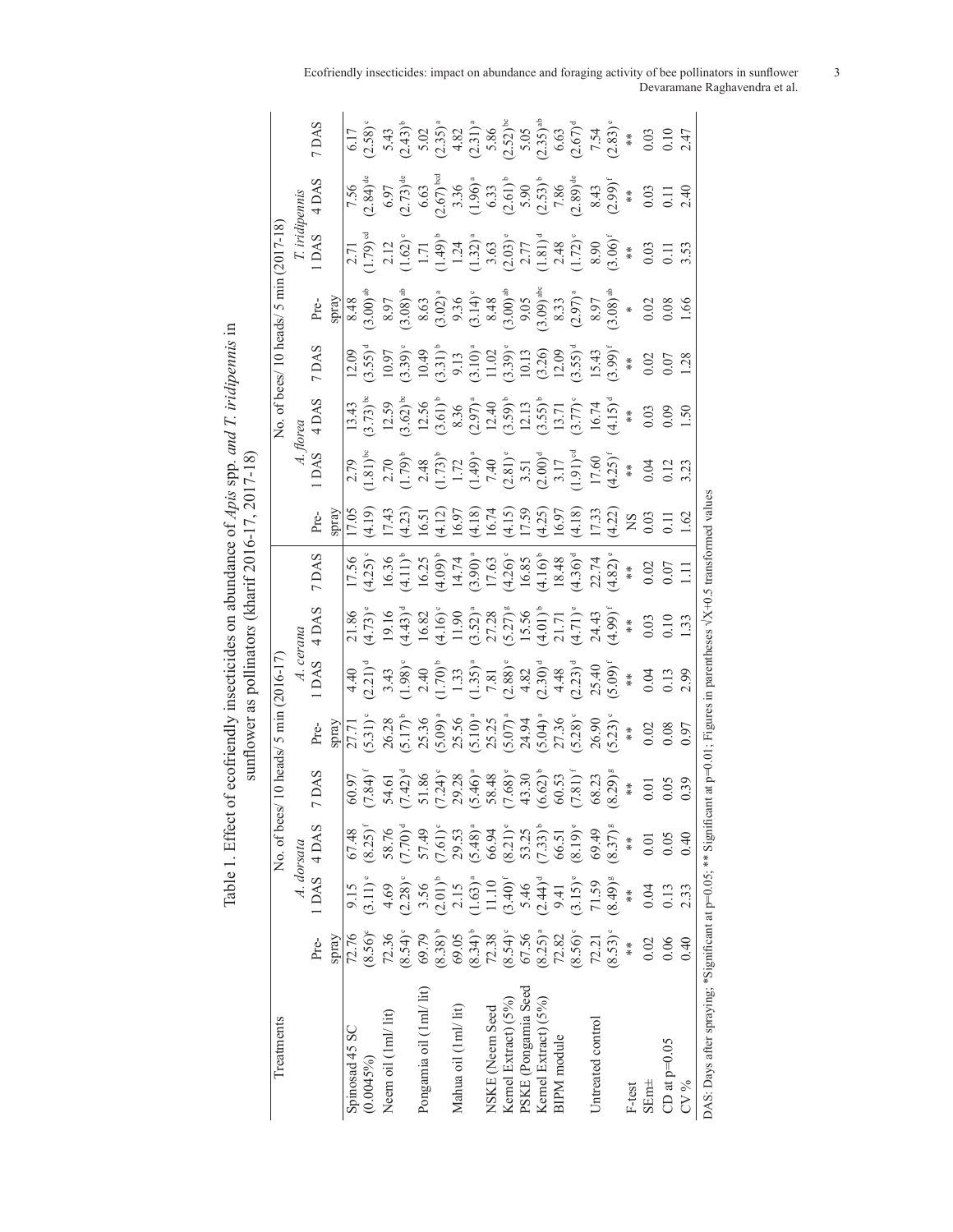Table 1. Effect of ecofriendly insecticides on abundance of *Apis* spp. *and T. iridipennis* in sunflower as pollinators (kharif 2016-17, 2017-18)

| Treatments | No. of bees/ 10 heads/ 5 min (2016-17) | | | | | | | | No. of bees/ 10 heads/ 5 min (2017-18) | | | | | | | |
|---|---|---|---|---|---|---|---|---|---|---|---|---|---|---|---|---|
| | *A. dorsata* | | | | *A. cerana* | | | | *A. florea* | | | | *T. iridipennis* | | | |
| | Pre-spray | 1 DAS | 4 DAS | 7 DAS | Pre-spray | 1 DAS | 4 DAS | 7 DAS | Pre-spray | 1 DAS | 4 DAS | 7 DAS | Pre-spray | 1 DAS | 4 DAS | 7 DAS |
| Spinosad 45 SC (0.0045%) | 72.76 (8.56)[c] | 9.15 (3.11)[e] | 67.48 (8.25)[f] | 60.97 (7.84)[f] | 27.71 (5.31)[c] | 4.40 (2.21)[d] | 21.86 (4.73)[e] | 17.56 (4.25)[c] | 17.05 (4.19) | 2.79 (1.81)[bc] | 13.43 (3.73)[bc] | 12.09 (3.55)[d] | 8.48 (3.00)[ab] | 2.71 (1.79)[cd] | 7.56 (2.84)[de] | 6.17 (2.58)[c] |
| Neem oil (1ml/ lit) | 72.36 (8.54)[c] | 4.69 (2.28)[c] | 58.76 (7.70)[d] | 54.61 (7.42)[d] | 26.28 (5.17)[b] | 3.43 (1.98)[c] | 19.16 (4.43)[d] | 16.36 (4.11)[b] | 17.43 (4.23) | 2.70 (1.79)[b] | 12.59 (3.62)[bc] | 10.97 (3.39)[c] | 8.97 (3.08)[ab] | 2.12 (1.62)[c] | 6.97 (2.73)[de] | 5.43 (2.43)[b] |
| Pongamia oil (1ml/ lit) | 69.79 (8.38)[b] | 3.56 (2.01)[b] | 57.49 (7.61)[c] | 51.86 (7.24)[c] | 25.36 (5.09)[a] | 2.40 (1.70)[b] | 16.82 (4.16)[c] | 16.25 (4.09)[b] | 16.51 (4.12) | 2.48 (1.73)[b] | 12.56 (3.61)[b] | 10.49 (3.31)[b] | 8.63 (3.02)[a] | 1.71 (1.49)[b] | 6.63 (2.67)[bcd] | 5.02 (2.35)[a] |
| Mahua oil (1ml/ lit) | 69.05 (8.34)[b] | 2.15 (1.63)[a] | 29.53 (5.48)[a] | 29.28 (5.46)[a] | 25.56 (5.10)[a] | 1.33 (1.35)[a] | 11.90 (3.52)[a] | 14.74 (3.90)[a] | 16.97 (4.18) | 1.72 (1.49)[a] | 8.36 (2.97)[a] | 9.13 (3.10)[a] | 9.36 (3.14)[c] | 1.24 (1.32)[a] | 3.36 (1.96)[a] | 4.82 (2.31)[a] |
| NSKE (Neem Seed Kernel Extract) (5%) | 72.38 (8.54)[c] | 11.10 (3.40)[f] | 66.94 (8.21)[e] | 58.48 (7.68)[e] | 25.25 (5.07)[a] | 7.81 (2.88)[e] | 27.28 (5.27)[g] | 17.63 (4.26)[c] | 16.74 (4.15) | 7.40 (2.81)[e] | 12.40 (3.59)[b] | 11.02 (3.39)[c] | 8.48 (3.00)[ab] | 3.63 (2.03)[e] | 6.33 (2.61)[b] | 5.86 (2.52)[bc] |
| PSKE (Pongamia Seed Kernel Extract) (5%) | 67.56 (8.25)[a] | 5.46 (2.44)[d] | 53.25 (7.33)[b] | 43.30 (6.62)[b] | 24.94 (5.04)[a] | 4.82 (2.30)[d] | 15.56 (4.01)[b] | 16.85 (4.16)[b] | 17.59 (4.25) | 3.51 (2.00)[d] | 12.13 (3.55)[b] | 10.13 (3.26) | 9.05 (3.09)[abc] | 2.77 (1.81)[d] | 5.90 (2.53)[b] | 5.05 (2.35)[ab] |
| BIPM module | 72.82 (8.56)[c] | 9.41 (3.15)[e] | 66.51 (8.19)[e] | 60.53 (7.81)[f] | 27.36 (5.28)[c] | 4.48 (2.23)[d] | 21.71 (4.71)[e] | 18.48 (4.36)[d] | 16.97 (4.18) | 3.17 (1.91)[cd] | 13.71 (3.77)[c] | 12.09 (3.55)[d] | 8.33 (2.97)[a] | 2.48 (1.72)[c] | 7.86 (2.89)[de] | 6.63 (2.67)[d] |
| Untreated control | 72.21 (8.53)[c] | 71.59 (8.49)[g] | 69.49 (8.37)[g] | 68.23 (8.29)[g] | 26.90 (5.23)[c] | 25.40 (5.09)[f] | 24.43 (4.99)[f] | 22.74 (4.82)[e] | 17.33 (4.22) | 17.60 (4.25)[f] | 16.74 (4.15)[d] | 15.43 (3.99)[f] | 8.97 (3.08)[ab] | 8.90 (3.06)[f] | 8.43 (2.99)[f] | 7.54 (2.83)[e] |
| F-test | ** | ** | ** | ** | ** | ** | ** | ** | NS | ** | ** | ** | * | ** | ** | ** |
| SEm± | 0.02 | 0.04 | 0.01 | 0.01 | 0.02 | 0.04 | 0.03 | 0.02 | 0.03 | 0.04 | 0.03 | 0.02 | 0.02 | 0.03 | 0.03 | 0.03 |
| CD at p=0.05 | 0.06 | 0.13 | 0.05 | 0.05 | 0.08 | 0.13 | 0.10 | 0.07 | 0.11 | 0.12 | 0.09 | 0.07 | 0.08 | 0.11 | 0.11 | 0.10 |
| CV % | 0.40 | 2.33 | 0.40 | 0.39 | 0.97 | 2.99 | 1.33 | 1.11 | 1.62 | 3.23 | 1.50 | 1.28 | 1.66 | 3.53 | 2.40 | 2.47 |

DAS: Days after spraying; *Significant at p=0.05; ** Significant at p=0.01; Figures in parentheses $\sqrt{X+0.5}$ transformed values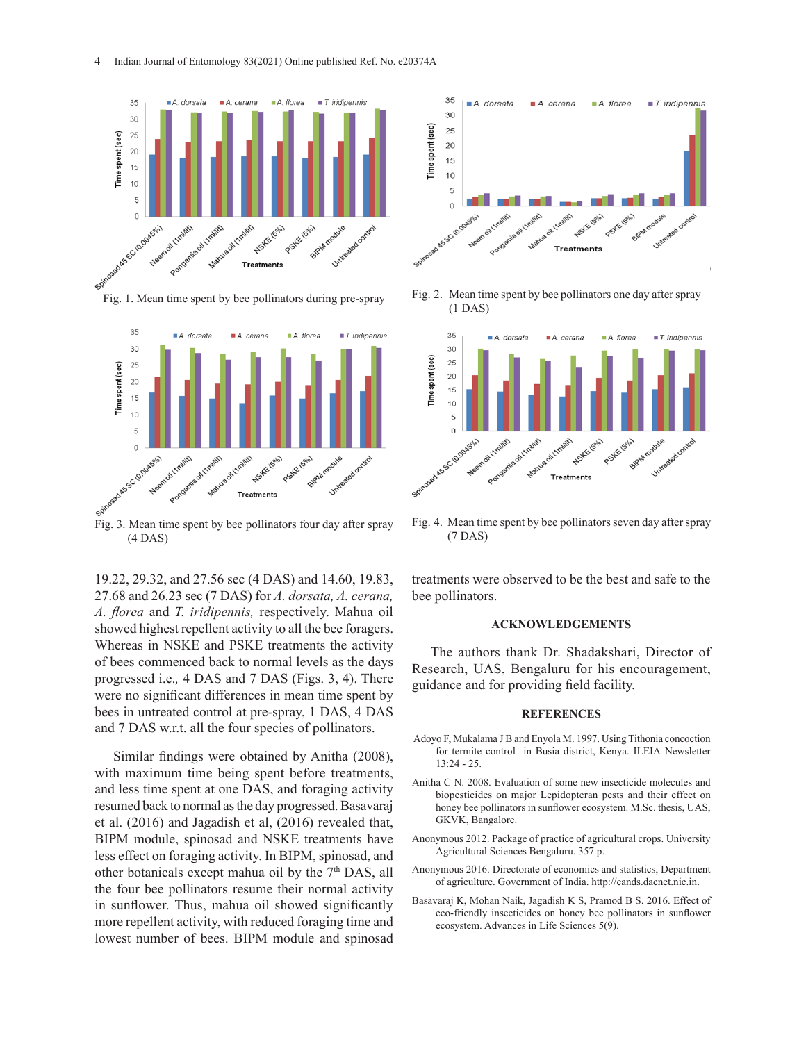Fig. 1. Mean time spent by bee pollinators during pre-spray

Fig. 2. Mean time spent by bee pollinators one day after spray (1 DAS)

Fig. 3. Mean time spent by bee pollinators four day after spray (4 DAS)

Fig. 4. Mean time spent by bee pollinators seven day after spray (7 DAS)

19.22, 29.32, and 27.56 sec (4 DAS) and 14.60, 19.83, 27.68 and 26.23 sec (7 DAS) for *A. dorsata, A. cerana, A. florea* and *T. iridipennis,* respectively. Mahua oil showed highest repellent activity to all the bee foragers. Whereas in NSKE and PSKE treatments the activity of bees commenced back to normal levels as the days progressed i.e., 4 DAS and 7 DAS (Figs. 3, 4). There were no significant differences in mean time spent by bees in untreated control at pre-spray, 1 DAS, 4 DAS and 7 DAS w.r.t. all the four species of pollinators.

Similar findings were obtained by Anitha (2008), with maximum time being spent before treatments, and less time spent at one DAS, and foraging activity resumed back to normal as the day progressed. Basavaraj et al. (2016) and Jagadish et al, (2016) revealed that, BIPM module, spinosad and NSKE treatments have less effect on foraging activity. In BIPM, spinosad, and other botanicals except mahua oil by the 7th DAS, all the four bee pollinators resume their normal activity in sunflower. Thus, mahua oil showed significantly more repellent activity, with reduced foraging time and lowest number of bees. BIPM module and spinosad treatments were observed to be the best and safe to the bee pollinators.

## ACKNOWLEDGEMENTS

The authors thank Dr. Shadakshari, Director of Research, UAS, Bengaluru for his encouragement, guidance and for providing field facility.

## REFERENCES

Adoyo F, Mukalama J B and Enyola M. 1997. Using Tithonia concoction for termite control in Busia district, Kenya. ILEIA Newsletter 13:24 - 25.

Anitha C N. 2008. Evaluation of some new insecticide molecules and biopesticides on major Lepidopteran pests and their effect on honey bee pollinators in sunflower ecosystem. M.Sc. thesis, UAS, GKVK, Bangalore.

Anonymous 2012. Package of practice of agricultural crops. University Agricultural Sciences Bengaluru. 357 p.

Anonymous 2016. Directorate of economics and statistics, Department of agriculture. Government of India. http://eands.dacnet.nic.in.

Basavaraj K, Mohan Naik, Jagadish K S, Pramod B S. 2016. Effect of eco-friendly insecticides on honey bee pollinators in sunflower ecosystem. Advances in Life Sciences 5(9).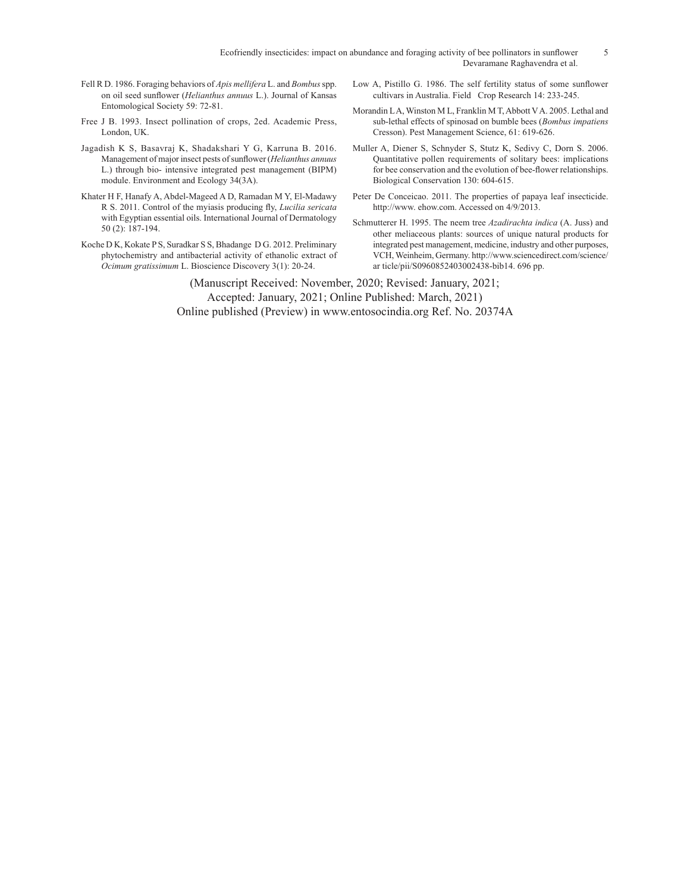Fell R D. 1986. Foraging behaviors of *Apis mellifera* L. and *Bombus* spp. on oil seed sunflower (*Helianthus annuus* L.). Journal of Kansas Entomological Society 59: 72-81.

Free J B. 1993. Insect pollination of crops, 2ed. Academic Press, London, UK.

Jagadish K S, Basavraj K, Shadakshari Y G, Karruna B. 2016. Management of major insect pests of sunflower (*Helianthus annuus* L.) through bio- intensive integrated pest management (BIPM) module. Environment and Ecology 34(3A).

Khater H F, Hanafy A, Abdel-Mageed A D, Ramadan M Y, El-Madawy R S. 2011. Control of the myiasis producing fly, *Lucilia sericata* with Egyptian essential oils. International Journal of Dermatology 50 (2): 187-194.

Koche D K, Kokate P S, Suradkar S S, Bhadange D G. 2012. Preliminary phytochemistry and antibacterial activity of ethanolic extract of *Ocimum gratissimum* L. Bioscience Discovery 3(1): 20-24.

Low A, Pistillo G. 1986. The self fertility status of some sunflower cultivars in Australia. Field Crop Research 14: 233-245.

Morandin L A, Winston M L, Franklin M T, Abbott V A. 2005. Lethal and sub-lethal effects of spinosad on bumble bees (*Bombus impatiens* Cresson). Pest Management Science, 61: 619-626.

Muller A, Diener S, Schnyder S, Stutz K, Sedivy C, Dorn S. 2006. Quantitative pollen requirements of solitary bees: implications for bee conservation and the evolution of bee-flower relationships. Biological Conservation 130: 604-615.

Peter De Conceicao. 2011. The properties of papaya leaf insecticide. http://www. ehow.com. Accessed on 4/9/2013.

Schmutterer H. 1995. The neem tree *Azadirachta indica* (A. Juss) and other meliaceous plants: sources of unique natural products for integrated pest management, medicine, industry and other purposes, VCH, Weinheim, Germany. http://www.sciencedirect.com/science/ar ticle/pii/S0960852403002438-bib14. 696 pp.

(Manuscript Received: November, 2020; Revised: January, 2021; Accepted: January, 2021; Online Published: March, 2021)
Online published (Preview) in www.entosocindia.org Ref. No. 20374A